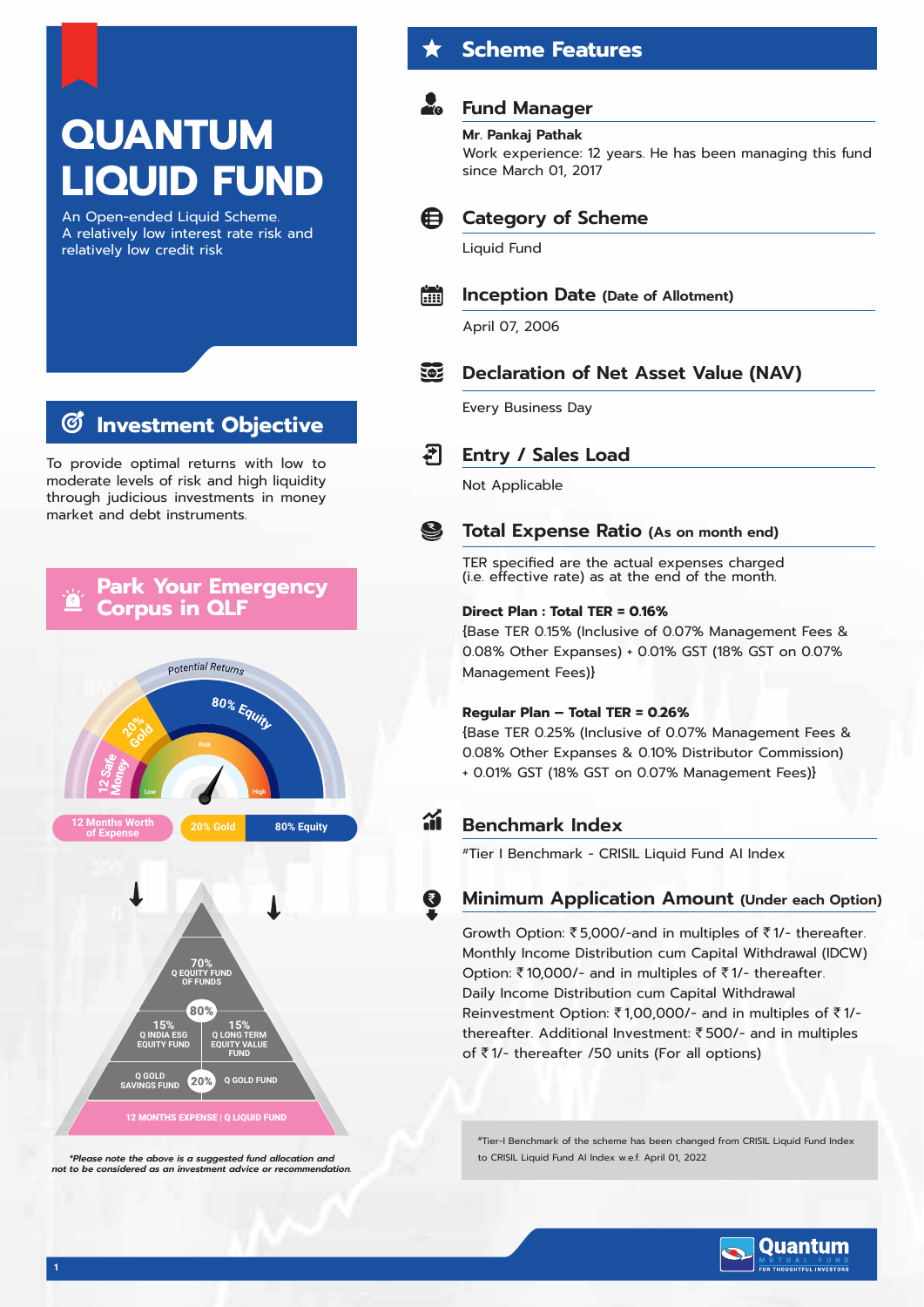# QUANTUM LIQUID FUND

An Open-ended Liquid Scheme.
A relatively low interest rate risk and relatively low credit risk

## Investment Objective

To provide optimal returns with low to moderate levels of risk and high liquidity through judicious investments in money market and debt instruments.

## Park Your Emergency Corpus in QLF

Potential Returns

80% Equity | 20% Gold | 12 Safe Money

Risk: Low – High

12 Months Worth of Expense | 20% Gold | 80% Equity

80%
- 70% Q EQUITY FUND OF FUNDS
- 15% Q INDIA ESG EQUITY FUND
- 15% Q LONG TERM EQUITY VALUE FUND

20%
- Q GOLD SAVINGS FUND
- Q GOLD FUND

12 MONTHS EXPENSE | Q LIQUID FUND

*\*Please note the above is a suggested fund allocation and not to be considered as an investment advice or recommendation.*

## Scheme Features

### Fund Manager

**Mr. Pankaj Pathak**
Work experience: 12 years. He has been managing this fund since March 01, 2017

### Category of Scheme

Liquid Fund

### Inception Date (Date of Allotment)

April 07, 2006

### Declaration of Net Asset Value (NAV)

Every Business Day

### Entry / Sales Load

Not Applicable

### Total Expense Ratio (As on month end)

TER specified are the actual expenses charged (i.e. effective rate) as at the end of the month.

**Direct Plan : Total TER = 0.16%**
{Base TER 0.15% (Inclusive of 0.07% Management Fees & 0.08% Other Expanses) + 0.01% GST (18% GST on 0.07% Management Fees)}

**Regular Plan – Total TER = 0.26%**
{Base TER 0.25% (Inclusive of 0.07% Management Fees & 0.08% Other Expanses & 0.10% Distributor Commission) + 0.01% GST (18% GST on 0.07% Management Fees)}

### Benchmark Index

#Tier I Benchmark - CRISIL Liquid Fund AI Index

### Minimum Application Amount (Under each Option)

Growth Option: ₹5,000/-and in multiples of ₹1/- thereafter. Monthly Income Distribution cum Capital Withdrawal (IDCW) Option: ₹10,000/- and in multiples of ₹1/- thereafter. Daily Income Distribution cum Capital Withdrawal Reinvestment Option: ₹1,00,000/- and in multiples of ₹1/- thereafter. Additional Investment: ₹500/- and in multiples of ₹1/- thereafter /50 units (For all options)

#Tier-I Benchmark of the scheme has been changed from CRISIL Liquid Fund Index to CRISIL Liquid Fund AI Index w.e.f. April 01, 2022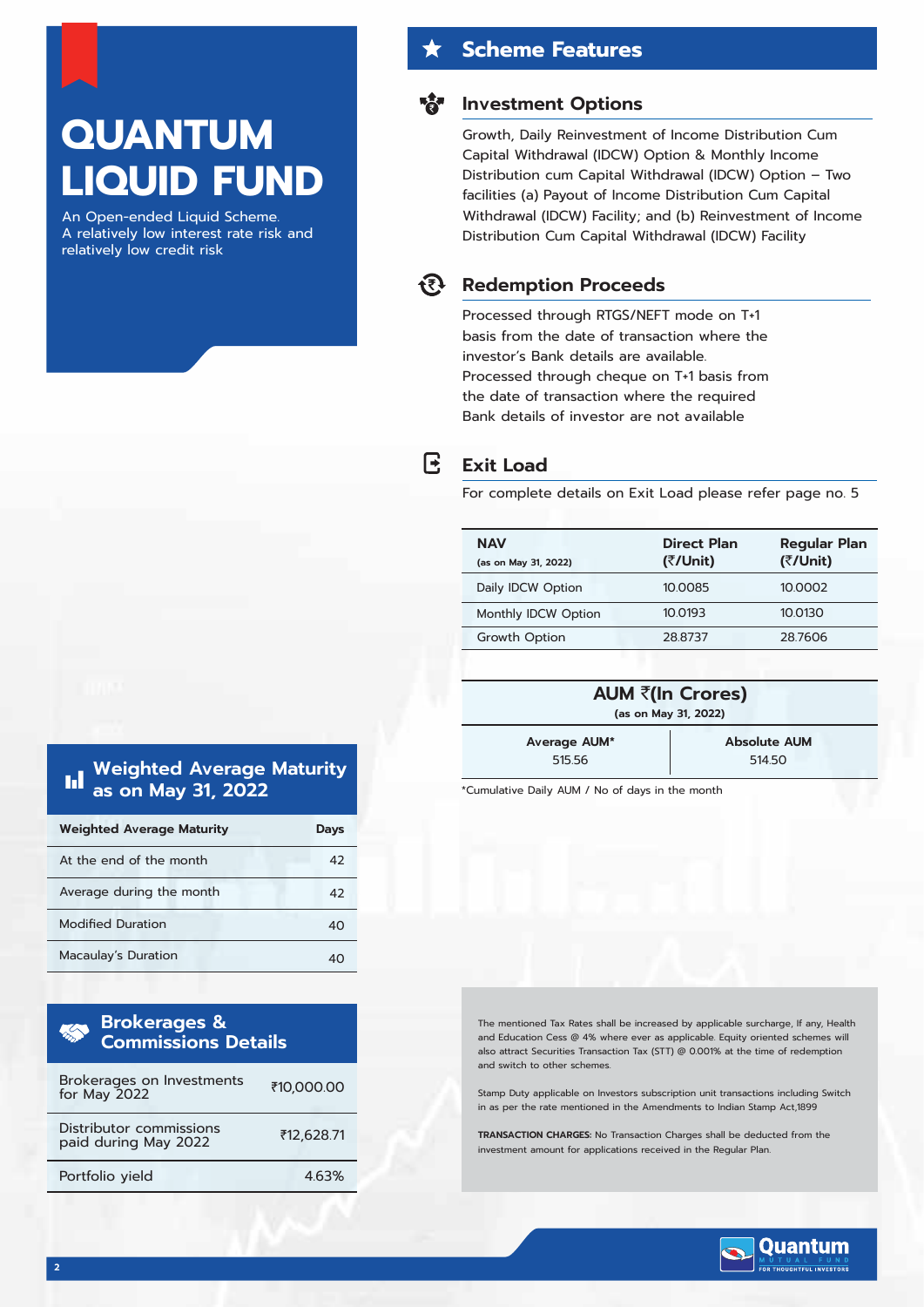# QUANTUM LIQUID FUND

An Open-ended Liquid Scheme.
A relatively low interest rate risk and relatively low credit risk

## Scheme Features

### Investment Options

Growth, Daily Reinvestment of Income Distribution Cum Capital Withdrawal (IDCW) Option & Monthly Income Distribution cum Capital Withdrawal (IDCW) Option – Two facilities (a) Payout of Income Distribution Cum Capital Withdrawal (IDCW) Facility; and (b) Reinvestment of Income Distribution Cum Capital Withdrawal (IDCW) Facility

### Redemption Proceeds

Processed through RTGS/NEFT mode on T+1 basis from the date of transaction where the investor's Bank details are available.
Processed through cheque on T+1 basis from the date of transaction where the required Bank details of investor are not available

### Exit Load

For complete details on Exit Load please refer page no. 5

| NAV (as on May 31, 2022) | Direct Plan (₹/Unit) | Regular Plan (₹/Unit) |
|---|---|---|
| Daily IDCW Option | 10.0085 | 10.0002 |
| Monthly IDCW Option | 10.0193 | 10.0130 |
| Growth Option | 28.8737 | 28.7606 |

| AUM ₹(In Crores) (as on May 31, 2022) | |
|---|---|
| Average AUM* | Absolute AUM |
| 515.56 | 514.50 |

*Cumulative Daily AUM / No of days in the month

## Weighted Average Maturity as on May 31, 2022

| Weighted Average Maturity | Days |
|---|---|
| At the end of the month | 42 |
| Average during the month | 42 |
| Modified Duration | 40 |
| Macaulay's Duration | 40 |

## Brokerages & Commissions Details

| | |
|---|---|
| Brokerages on Investments for May 2022 | ₹10,000.00 |
| Distributor commissions paid during May 2022 | ₹12,628.71 |
| Portfolio yield | 4.63% |

The mentioned Tax Rates shall be increased by applicable surcharge, If any, Health and Education Cess @ 4% where ever as applicable. Equity oriented schemes will also attract Securities Transaction Tax (STT) @ 0.001% at the time of redemption and switch to other schemes.

Stamp Duty applicable on Investors subscription unit transactions including Switch in as per the rate mentioned in the Amendments to Indian Stamp Act,1899

**TRANSACTION CHARGES:** No Transaction Charges shall be deducted from the investment amount for applications received in the Regular Plan.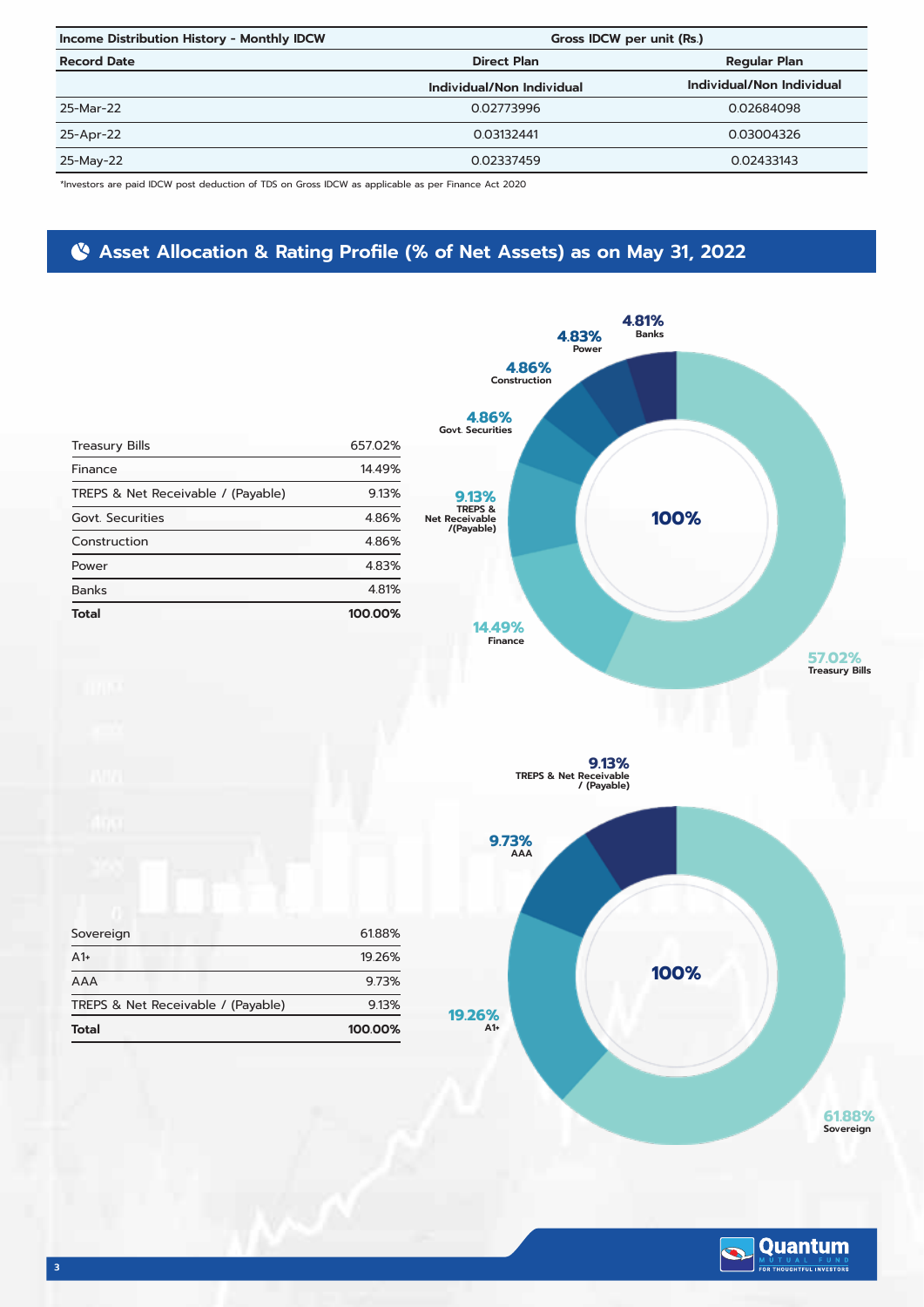| Income Distribution History - Monthly IDCW | Gross IDCW per unit (Rs.) | |
|---|---|---|
| Record Date | Direct Plan | Regular Plan |
| | Individual/Non Individual | Individual/Non Individual |
| 25-Mar-22 | 0.02773996 | 0.02684098 |
| 25-Apr-22 | 0.03132441 | 0.03004326 |
| 25-May-22 | 0.02337459 | 0.02433143 |

*Investors are paid IDCW post deduction of TDS on Gross IDCW as applicable as per Finance Act 2020

## Asset Allocation & Rating Profile (% of Net Assets) as on May 31, 2022

| | |
|---|---|
| Treasury Bills | 657.02% |
| Finance | 14.49% |
| TREPS & Net Receivable / (Payable) | 9.13% |
| Govt. Securities | 4.86% |
| Construction | 4.86% |
| Power | 4.83% |
| Banks | 4.81% |
| **Total** | **100.00%** |

57.02% Treasury Bills; 14.49% Finance; 9.13% TREPS & Net Receivable /(Payable); 4.86% Govt. Securities; 4.86% Construction; 4.83% Power; 4.81% Banks; 100%

| | |
|---|---|
| Sovereign | 61.88% |
| A1+ | 19.26% |
| AAA | 9.73% |
| TREPS & Net Receivable / (Payable) | 9.13% |
| **Total** | **100.00%** |

61.88% Sovereign; 19.26% A1+; 9.73% AAA; 9.13% TREPS & Net Receivable / (Payable); 100%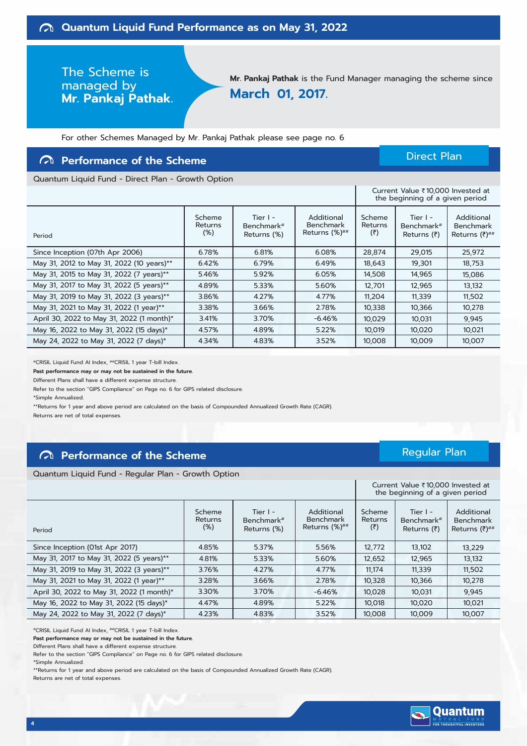# Quantum Liquid Fund Performance as on May 31, 2022

The Scheme is managed by **Mr. Pankaj Pathak**.

**Mr. Pankaj Pathak** is the Fund Manager managing the scheme since **March 01, 2017**.

For other Schemes Managed by Mr. Pankaj Pathak please see page no. 6

## Performance of the Scheme — Direct Plan

Quantum Liquid Fund - Direct Plan - Growth Option

| Period | Scheme Returns (%) | Tier I - Benchmark# Returns (%) | Additional Benchmark Returns (%)## | Current Value ₹10,000 Invested at the beginning of a given period | | |
|---|---|---|---|---|---|---|
| | | | | Scheme Returns (₹) | Tier I - Benchmark# Returns (₹) | Additional Benchmark Returns (₹)## |
| Since Inception (07th Apr 2006) | 6.78% | 6.81% | 6.08% | 28,874 | 29,015 | 25,972 |
| May 31, 2012 to May 31, 2022 (10 years)** | 6.42% | 6.79% | 6.49% | 18,643 | 19,301 | 18,753 |
| May 31, 2015 to May 31, 2022 (7 years)** | 5.46% | 5.92% | 6.05% | 14,508 | 14,965 | 15,086 |
| May 31, 2017 to May 31, 2022 (5 years)** | 4.89% | 5.33% | 5.60% | 12,701 | 12,965 | 13,132 |
| May 31, 2019 to May 31, 2022 (3 years)** | 3.86% | 4.27% | 4.77% | 11,204 | 11,339 | 11,502 |
| May 31, 2021 to May 31, 2022 (1 year)** | 3.38% | 3.66% | 2.78% | 10,338 | 10,366 | 10,278 |
| April 30, 2022 to May 31, 2022 (1 month)* | 3.41% | 3.70% | -6.46% | 10,029 | 10,031 | 9,945 |
| May 16, 2022 to May 31, 2022 (15 days)* | 4.57% | 4.89% | 5.22% | 10,019 | 10,020 | 10,021 |
| May 24, 2022 to May 31, 2022 (7 days)* | 4.34% | 4.83% | 3.52% | 10,008 | 10,009 | 10,007 |

#CRISIL Liquid Fund AI Index, ##CRISIL 1 year T-bill Index.

**Past performance may or may not be sustained in the future.**

Different Plans shall have a different expense structure.

Refer to the section "GIPS Compliance" on Page no. 6 for GIPS related disclosure.

*Simple Annualized.

**Returns for 1 year and above period are calculated on the basis of Compounded Annualized Growth Rate (CAGR).

Returns are net of total expenses.

## Performance of the Scheme — Regular Plan

Quantum Liquid Fund - Regular Plan - Growth Option

| Period | Scheme Returns (%) | Tier I - Benchmark# Returns (%) | Additional Benchmark Returns (%)## | Current Value ₹10,000 Invested at the beginning of a given period | | |
|---|---|---|---|---|---|---|
| | | | | Scheme Returns (₹) | Tier I - Benchmark# Returns (₹) | Additional Benchmark Returns (₹)## |
| Since Inception (01st Apr 2017) | 4.85% | 5.37% | 5.56% | 12,772 | 13,102 | 13,229 |
| May 31, 2017 to May 31, 2022 (5 years)** | 4.81% | 5.33% | 5.60% | 12,652 | 12,965 | 13,132 |
| May 31, 2019 to May 31, 2022 (3 years)** | 3.76% | 4.27% | 4.77% | 11,174 | 11,339 | 11,502 |
| May 31, 2021 to May 31, 2022 (1 year)** | 3.28% | 3.66% | 2.78% | 10,328 | 10,366 | 10,278 |
| April 30, 2022 to May 31, 2022 (1 month)* | 3.30% | 3.70% | -6.46% | 10,028 | 10,031 | 9,945 |
| May 16, 2022 to May 31, 2022 (15 days)* | 4.47% | 4.89% | 5.22% | 10,018 | 10,020 | 10,021 |
| May 24, 2022 to May 31, 2022 (7 days)* | 4.23% | 4.83% | 3.52% | 10,008 | 10,009 | 10,007 |

#CRISIL Liquid Fund AI Index, ##CRISIL 1 year T-bill Index.

**Past performance may or may not be sustained in the future.**

Different Plans shall have a different expense structure.

Refer to the section "GIPS Compliance" on Page no. 6 for GIPS related disclosure.

*Simple Annualized.

**Returns for 1 year and above period are calculated on the basis of Compounded Annualized Growth Rate (CAGR).

Returns are net of total expenses.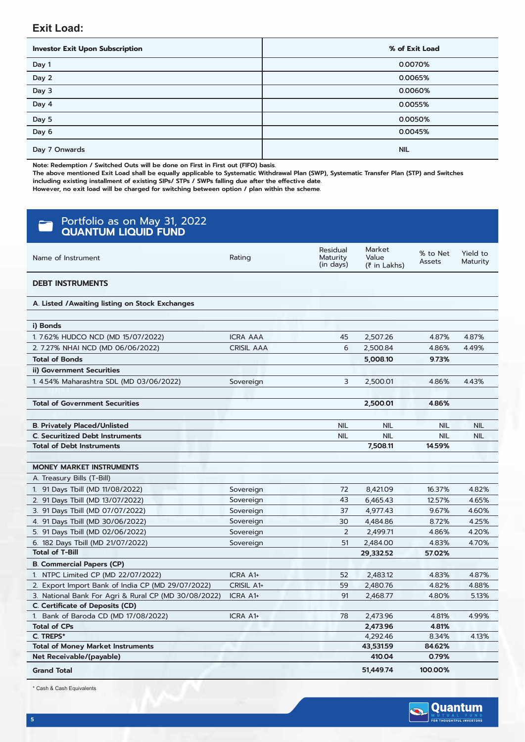## Exit Load:

| Investor Exit Upon Subscription | % of Exit Load |
|---|---|
| Day 1 | 0.0070% |
| Day 2 | 0.0065% |
| Day 3 | 0.0060% |
| Day 4 | 0.0055% |
| Day 5 | 0.0050% |
| Day 6 | 0.0045% |
| Day 7 Onwards | NIL |

**Note: Redemption / Switched Outs will be done on First in First out (FIFO) basis.**
**The above mentioned Exit Load shall be equally applicable to Systematic Withdrawal Plan (SWP), Systematic Transfer Plan (STP) and Switches including existing installment of existing SIPs/ STPs / SWPs falling due after the effective date.**
**However, no exit load will be charged for switching between option / plan within the scheme.**

## Portfolio as on May 31, 2022
## QUANTUM LIQUID FUND

| Name of Instrument | Rating | Residual Maturity (in days) | Market Value (₹ in Lakhs) | % to Net Assets | Yield to Maturity |
|---|---|---|---|---|---|
| **DEBT INSTRUMENTS** | | | | | |
| **A. Listed /Awaiting listing on Stock Exchanges** | | | | | |
| **i) Bonds** | | | | | |
| 1. 7.62% HUDCO NCD (MD 15/07/2022) | ICRA AAA | 45 | 2,507.26 | 4.87% | 4.87% |
| 2. 7.27% NHAI NCD (MD 06/06/2022) | CRISIL AAA | 6 | 2,500.84 | 4.86% | 4.49% |
| **Total of Bonds** | | | **5,008.10** | **9.73%** | |
| **ii) Government Securities** | | | | | |
| 1. 4.54% Maharashtra SDL (MD 03/06/2022) | Sovereign | 3 | 2,500.01 | 4.86% | 4.43% |
| **Total of Government Securities** | | | **2,500.01** | **4.86%** | |
| **B. Privately Placed/Unlisted** | | NIL | NIL | NIL | NIL |
| **C. Securitized Debt Instruments** | | NIL | NIL | NIL | NIL |
| **Total of Debt Instruments** | | | **7,508.11** | **14.59%** | |
| **MONEY MARKET INSTRUMENTS** | | | | | |
| A. Treasury Bills (T-Bill) | | | | | |
| 1. 91 Days Tbill (MD 11/08/2022) | Sovereign | 72 | 8,421.09 | 16.37% | 4.82% |
| 2. 91 Days Tbill (MD 13/07/2022) | Sovereign | 43 | 6,465.43 | 12.57% | 4.65% |
| 3. 91 Days Tbill (MD 07/07/2022) | Sovereign | 37 | 4,977.43 | 9.67% | 4.60% |
| 4. 91 Days Tbill (MD 30/06/2022) | Sovereign | 30 | 4,484.86 | 8.72% | 4.25% |
| 5. 91 Days Tbill (MD 02/06/2022) | Sovereign | 2 | 2,499.71 | 4.86% | 4.20% |
| 6. 182 Days Tbill (MD 21/07/2022) | Sovereign | 51 | 2,484.00 | 4.83% | 4.70% |
| **Total of T-Bill** | | | **29,332.52** | **57.02%** | |
| **B. Commercial Papers (CP)** | | | | | |
| 1. NTPC Limited CP (MD 22/07/2022) | ICRA A1+ | 52 | 2,483.12 | 4.83% | 4.87% |
| 2. Export Import Bank of India CP (MD 29/07/2022) | CRISIL A1+ | 59 | 2,480.76 | 4.82% | 4.88% |
| 3. National Bank For Agri & Rural CP (MD 30/08/2022) | ICRA A1+ | 91 | 2,468.77 | 4.80% | 5.13% |
| **C. Certificate of Deposits (CD)** | | | | | |
| 1. Bank of Baroda CD (MD 17/08/2022) | ICRA A1+ | 78 | 2,473.96 | 4.81% | 4.99% |
| **Total of CPs** | | | **2,473.96** | **4.81%** | |
| **C. TREPS*** | | | 4,292.46 | 8.34% | 4.13% |
| **Total of Money Market Instruments** | | | **43,531.59** | **84.62%** | |
| **Net Receivable/(payable)** | | | **410.04** | **0.79%** | |
| **Grand Total** | | | **51,449.74** | **100.00%** | |

* Cash & Cash Equivalents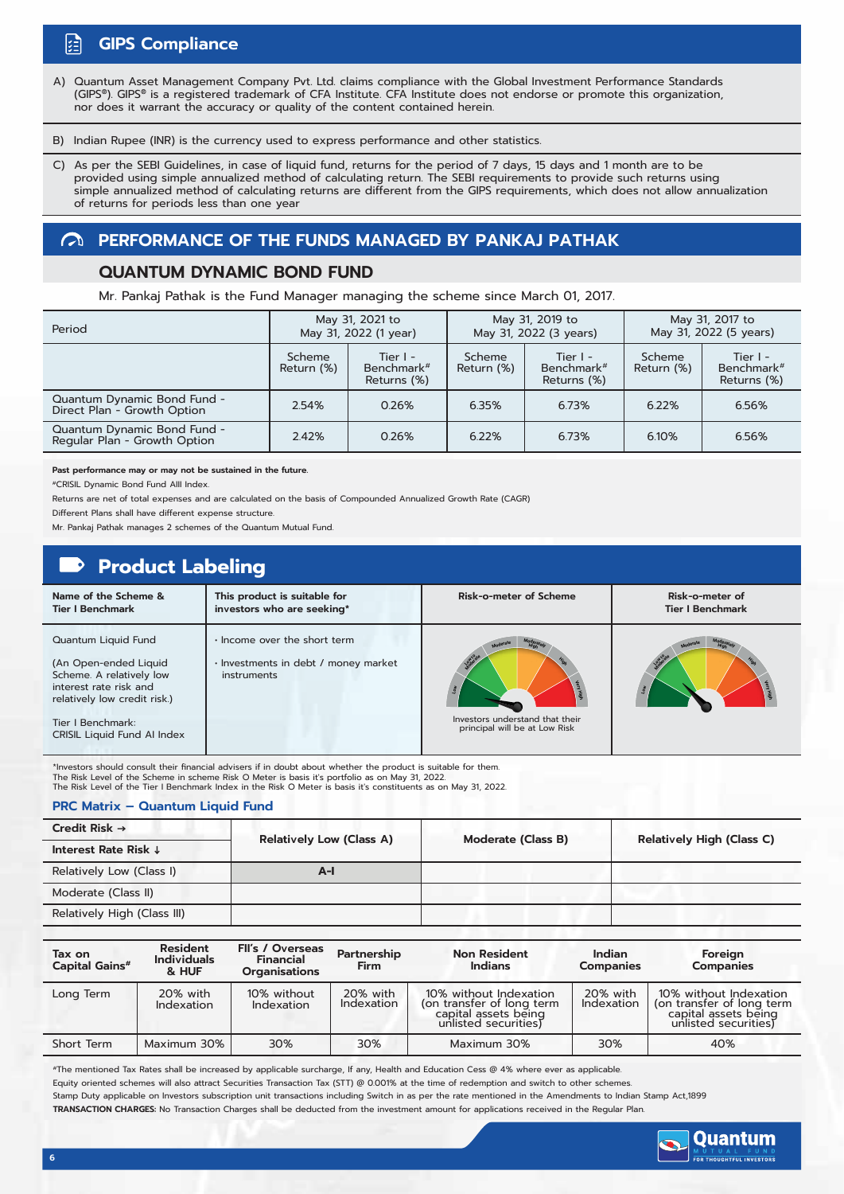## GIPS Compliance

A) Quantum Asset Management Company Pvt. Ltd. claims compliance with the Global Investment Performance Standards (GIPS®). GIPS® is a registered trademark of CFA Institute. CFA Institute does not endorse or promote this organization, nor does it warrant the accuracy or quality of the content contained herein.

B) Indian Rupee (INR) is the currency used to express performance and other statistics.

C) As per the SEBI Guidelines, in case of liquid fund, returns for the period of 7 days, 15 days and 1 month are to be provided using simple annualized method of calculating return. The SEBI requirements to provide such returns using simple annualized method of calculating returns are different from the GIPS requirements, which does not allow annualization of returns for periods less than one year

## PERFORMANCE OF THE FUNDS MANAGED BY PANKAJ PATHAK

### QUANTUM DYNAMIC BOND FUND

Mr. Pankaj Pathak is the Fund Manager managing the scheme since March 01, 2017.

| Period | May 31, 2021 to May 31, 2022 (1 year) | | May 31, 2019 to May 31, 2022 (3 years) | | May 31, 2017 to May 31, 2022 (5 years) | |
|---|---|---|---|---|---|---|
| | Scheme Return (%) | Tier I - Benchmark# Returns (%) | Scheme Return (%) | Tier I - Benchmark# Returns (%) | Scheme Return (%) | Tier I - Benchmark# Returns (%) |
| Quantum Dynamic Bond Fund - Direct Plan - Growth Option | 2.54% | 0.26% | 6.35% | 6.73% | 6.22% | 6.56% |
| Quantum Dynamic Bond Fund - Regular Plan - Growth Option | 2.42% | 0.26% | 6.22% | 6.73% | 6.10% | 6.56% |

**Past performance may or may not be sustained in the future.**

#CRISIL Dynamic Bond Fund AIII Index.

Returns are net of total expenses and are calculated on the basis of Compounded Annualized Growth Rate (CAGR)

Different Plans shall have different expense structure.

Mr. Pankaj Pathak manages 2 schemes of the Quantum Mutual Fund.

## Product Labeling

| Name of the Scheme & Tier I Benchmark | This product is suitable for investors who are seeking* | Risk-o-meter of Scheme | Risk-o-meter of Tier I Benchmark |
|---|---|---|---|
| Quantum Liquid Fund<br><br>(An Open-ended Liquid Scheme. A relatively low interest rate risk and relatively low credit risk.)<br><br>Tier I Benchmark:<br>CRISIL Liquid Fund AI Index | • Income over the short term<br>• Investments in debt / money market instruments | Low, Low to Moderate, Moderate, Moderately High, High, Very High<br>Investors understand that their principal will be at Low Risk | Low, Low to Moderate, Moderate, Moderately High, High, Very High |

*Investors should consult their financial advisers if in doubt about whether the product is suitable for them.
The Risk Level of the Scheme in scheme Risk O Meter is basis it's portfolio as on May 31, 2022.
The Risk Level of the Tier I Benchmark Index in the Risk O Meter is basis it's constituents as on May 31, 2022.

### PRC Matrix – Quantum Liquid Fund

| Credit Risk →<br>Interest Rate Risk ↓ | Relatively Low (Class A) | Moderate (Class B) | Relatively High (Class C) |
|---|---|---|---|
| Relatively Low (Class I) | A-I | | |
| Moderate (Class II) | | | |
| Relatively High (Class III) | | | |

| Tax on Capital Gains# | Resident Individuals & HUF | FII's / Overseas Financial Organisations | Partnership Firm | Non Resident Indians | Indian Companies | Foreign Companies |
|---|---|---|---|---|---|---|
| Long Term | 20% with Indexation | 10% without Indexation | 20% with Indexation | 10% without Indexation (on transfer of long term capital assets being unlisted securities) | 20% with Indexation | 10% without Indexation (on transfer of long term capital assets being unlisted securities) |
| Short Term | Maximum 30% | 30% | 30% | Maximum 30% | 30% | 40% |

#The mentioned Tax Rates shall be increased by applicable surcharge, If any, Health and Education Cess @ 4% where ever as applicable.

Equity oriented schemes will also attract Securities Transaction Tax (STT) @ 0.001% at the time of redemption and switch to other schemes.

Stamp Duty applicable on Investors subscription unit transactions including Switch in as per the rate mentioned in the Amendments to Indian Stamp Act,1899

**TRANSACTION CHARGES:** No Transaction Charges shall be deducted from the investment amount for applications received in the Regular Plan.